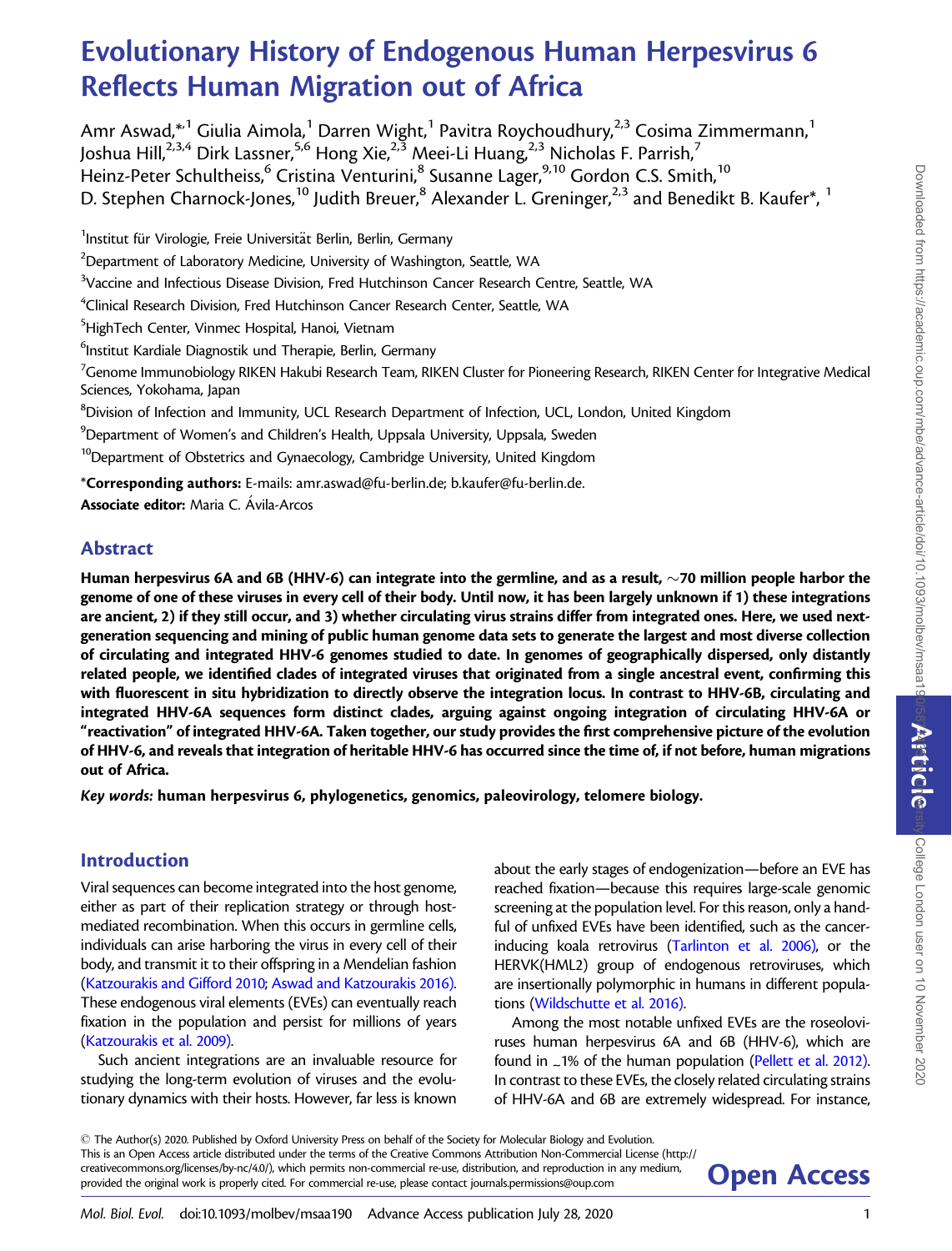# Evolutionary History of Endogenous Human Herpesvirus 6 Reflects Human Migration out of Africa

Amr Aswad,*[1] Giulia Aimola,[1] Darren Wight,[1] Pavitra Roychoudhury,[2,3] Cosima Zimmermann,[1] Joshua Hill,[2,3,4] Dirk Lassner,[5,6] Hong Xie,[2,3] Meei-Li Huang,[2,3] Nicholas F. Parrish,[7] Heinz-Peter Schultheiss,[6] Cristina Venturini,[8] Susanne Lager,[9,10] Gordon C.S. Smith,[10] D. Stephen Charnock-Jones,[10] Judith Breuer,[8] Alexander L. Greninger,[2,3] and Benedikt B. Kaufer*,[1]

[1]Institut für Virologie, Freie Universität Berlin, Berlin, Germany

[2]Department of Laboratory Medicine, University of Washington, Seattle, WA

[3]Vaccine and Infectious Disease Division, Fred Hutchinson Cancer Research Centre, Seattle, WA

[4]Clinical Research Division, Fred Hutchinson Cancer Research Center, Seattle, WA

[5]HighTech Center, Vinmec Hospital, Hanoi, Vietnam

[6]Institut Kardiale Diagnostik und Therapie, Berlin, Germany

[7]Genome Immunobiology RIKEN Hakubi Research Team, RIKEN Cluster for Pioneering Research, RIKEN Center for Integrative Medical Sciences, Yokohama, Japan

[8]Division of Infection and Immunity, UCL Research Department of Infection, UCL, London, United Kingdom

[9]Department of Women's and Children's Health, Uppsala University, Uppsala, Sweden

[10]Department of Obstetrics and Gynaecology, Cambridge University, United Kingdom

***Corresponding authors:** E-mails: amr.aswad@fu-berlin.de; b.kaufer@fu-berlin.de.

**Associate editor:** Maria C. Ávila-Arcos

## Abstract

**Human herpesvirus 6A and 6B (HHV-6) can integrate into the germline, and as a result, ~70 million people harbor the genome of one of these viruses in every cell of their body. Until now, it has been largely unknown if 1) these integrations are ancient, 2) if they still occur, and 3) whether circulating virus strains differ from integrated ones. Here, we used next-generation sequencing and mining of public human genome data sets to generate the largest and most diverse collection of circulating and integrated HHV-6 genomes studied to date. In genomes of geographically dispersed, only distantly related people, we identified clades of integrated viruses that originated from a single ancestral event, confirming this with fluorescent in situ hybridization to directly observe the integration locus. In contrast to HHV-6B, circulating and integrated HHV-6A sequences form distinct clades, arguing against ongoing integration of circulating HHV-6A or "reactivation" of integrated HHV-6A. Taken together, our study provides the first comprehensive picture of the evolution of HHV-6, and reveals that integration of heritable HHV-6 has occurred since the time of, if not before, human migrations out of Africa.**

***Key words:* human herpesvirus 6, phylogenetics, genomics, paleovirology, telomere biology.**

## Introduction

Viral sequences can become integrated into the host genome, either as part of their replication strategy or through host-mediated recombination. When this occurs in germline cells, individuals can arise harboring the virus in every cell of their body, and transmit it to their offspring in a Mendelian fashion (Katzourakis and Gifford 2010; Aswad and Katzourakis 2016). These endogenous viral elements (EVEs) can eventually reach fixation in the population and persist for millions of years (Katzourakis et al. 2009).

Such ancient integrations are an invaluable resource for studying the long-term evolution of viruses and the evolutionary dynamics with their hosts. However, far less is known about the early stages of endogenization—before an EVE has reached fixation—because this requires large-scale genomic screening at the population level. For this reason, only a handful of unfixed EVEs have been identified, such as the cancer-inducing koala retrovirus (Tarlinton et al. 2006), or the HERVK(HML2) group of endogenous retroviruses, which are insertionally polymorphic in humans in different populations (Wildschutte et al. 2016).

Among the most notable unfixed EVEs are the roseoloviruses human herpesvirus 6A and 6B (HHV-6), which are found in ~1% of the human population (Pellett et al. 2012). In contrast to these EVEs, the closely related circulating strains of HHV-6A and 6B are extremely widespread. For instance,

© The Author(s) 2020. Published by Oxford University Press on behalf of the Society for Molecular Biology and Evolution. This is an Open Access article distributed under the terms of the Creative Commons Attribution Non-Commercial License (http://creativecommons.org/licenses/by-nc/4.0/), which permits non-commercial re-use, distribution, and reproduction in any medium, provided the original work is properly cited. For commercial re-use, please contact journals.permissions@oup.com

**Open Access**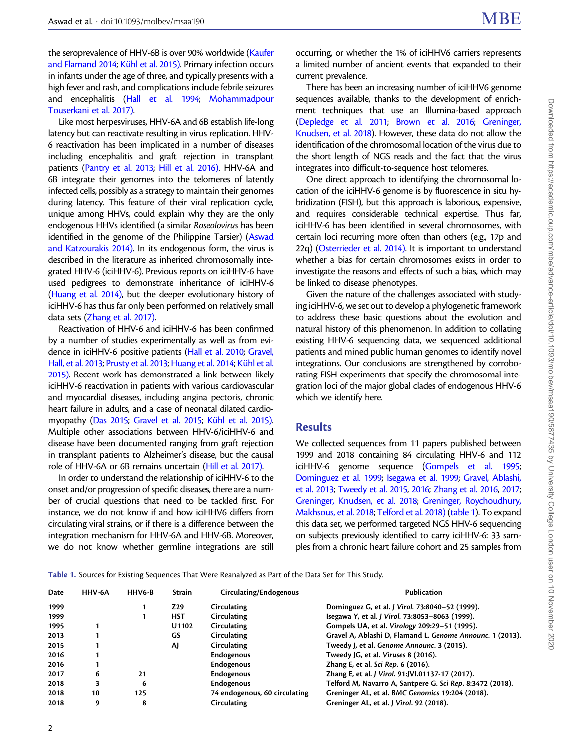the seroprevalence of HHV-6B is over 90% worldwide (Kaufer and Flamand 2014; Kühl et al. 2015). Primary infection occurs in infants under the age of three, and typically presents with a high fever and rash, and complications include febrile seizures and encephalitis (Hall et al. 1994; Mohammadpour Touserkani et al. 2017).

Like most herpesviruses, HHV-6A and 6B establish life-long latency but can reactivate resulting in virus replication. HHV-6 reactivation has been implicated in a number of diseases including encephalitis and graft rejection in transplant patients (Pantry et al. 2013; Hill et al. 2016). HHV-6A and 6B integrate their genomes into the telomeres of latently infected cells, possibly as a strategy to maintain their genomes during latency. This feature of their viral replication cycle, unique among HHVs, could explain why they are the only endogenous HHVs identified (a similar *Roseolovirus* has been identified in the genome of the Philippine Tarsier) (Aswad and Katzourakis 2014). In its endogenous form, the virus is described in the literature as inherited chromosomally integrated HHV-6 (iciHHV-6). Previous reports on iciHHV-6 have used pedigrees to demonstrate inheritance of iciHHV-6 (Huang et al. 2014), but the deeper evolutionary history of iciHHV-6 has thus far only been performed on relatively small data sets (Zhang et al. 2017).

Reactivation of HHV-6 and iciHHV-6 has been confirmed by a number of studies experimentally as well as from evidence in iciHHV-6 positive patients (Hall et al. 2010; Gravel, Hall, et al. 2013; Prusty et al. 2013; Huang et al. 2014; Kühl et al. 2015). Recent work has demonstrated a link between likely iciHHV-6 reactivation in patients with various cardiovascular and myocardial diseases, including angina pectoris, chronic heart failure in adults, and a case of neonatal dilated cardiomyopathy (Das 2015; Gravel et al. 2015; Kühl et al. 2015). Multiple other associations between HHV-6/iciHHV-6 and disease have been documented ranging from graft rejection in transplant patients to Alzheimer's disease, but the causal role of HHV-6A or 6B remains uncertain (Hill et al. 2017).

In order to understand the relationship of iciHHV-6 to the onset and/or progression of specific diseases, there are a number of crucial questions that need to be tackled first. For instance, we do not know if and how iciHHV6 differs from circulating viral strains, or if there is a difference between the integration mechanism for HHV-6A and HHV-6B. Moreover, we do not know whether germline integrations are still occurring, or whether the 1% of iciHHV6 carriers represents a limited number of ancient events that expanded to their current prevalence.

There has been an increasing number of iciHHV6 genome sequences available, thanks to the development of enrichment techniques that use an Illumina-based approach (Depledge et al. 2011; Brown et al. 2016; Greninger, Knudsen, et al. 2018). However, these data do not allow the identification of the chromosomal location of the virus due to the short length of NGS reads and the fact that the virus integrates into difficult-to-sequence host telomeres.

One direct approach to identifying the chromosomal location of the iciHHV-6 genome is by fluorescence in situ hybridization (FISH), but this approach is laborious, expensive, and requires considerable technical expertise. Thus far, iciHHV-6 has been identified in several chromosomes, with certain loci recurring more often than others (e.g., 17p and 22q) (Osterrieder et al. 2014). It is important to understand whether a bias for certain chromosomes exists in order to investigate the reasons and effects of such a bias, which may be linked to disease phenotypes.

Given the nature of the challenges associated with studying iciHHV-6, we set out to develop a phylogenetic framework to address these basic questions about the evolution and natural history of this phenomenon. In addition to collating existing HHV-6 sequencing data, we sequenced additional patients and mined public human genomes to identify novel integrations. Our conclusions are strengthened by corroborating FISH experiments that specify the chromosomal integration loci of the major global clades of endogenous HHV-6 which we identify here.

## Results

We collected sequences from 11 papers published between 1999 and 2018 containing 84 circulating HHV-6 and 112 iciHHV-6 genome sequence (Gompels et al. 1995; Dominguez et al. 1999; Isegawa et al. 1999; Gravel, Ablashi, et al. 2013; Tweedy et al. 2015, 2016; Zhang et al. 2016, 2017; Greninger, Knudsen, et al. 2018; Greninger, Roychoudhury, Makhsous, et al. 2018; Telford et al. 2018) (table 1). To expand this data set, we performed targeted NGS HHV-6 sequencing on subjects previously identified to carry iciHHV-6: 33 samples from a chronic heart failure cohort and 25 samples from

**Table 1.** Sources for Existing Sequences That Were Reanalyzed as Part of the Data Set for This Study.

| Date | HHV-6A | HHV6-B | Strain | Circulating/Endogenous | Publication |
|---|---|---|---|---|---|
| 1999 | | 1 | Z29 | Circulating | Dominguez G, et al. *J Virol.* 73:8040–52 (1999). |
| 1999 | | 1 | HST | Circulating | Isegawa Y, et al. *J Virol.* 73:8053–8063 (1999). |
| 1995 | 1 | | U1102 | Circulating | Gompels UA, et al. *Virology* 209:29–51 (1995). |
| 2013 | 1 | | GS | Circulating | Gravel A, Ablashi D, Flamand L. *Genome Announc.* 1 (2013). |
| 2015 | 1 | | AJ | Circulating | Tweedy J, et al. *Genome Announc.* 3 (2015). |
| 2016 | 1 | | | Endogenous | Tweedy JG, et al. *Viruses* 8 (2016). |
| 2016 | 1 | | | Endogenous | Zhang E, et al. *Sci Rep.* 6 (2016). |
| 2017 | 6 | 21 | | Endogenous | Zhang E, et al. *J Virol.* 91:JVI.01137-17 (2017). |
| 2018 | 3 | 6 | | Endogenous | Telford M, Navarro A, Santpere G. *Sci Rep.* 8:3472 (2018). |
| 2018 | 10 | 125 | | 74 endogenous, 60 circulating | Greninger AL, et al. *BMC Genomics* 19:204 (2018). |
| 2018 | 9 | 8 | | Circulating | Greninger AL, et al. *J Virol.* 92 (2018). |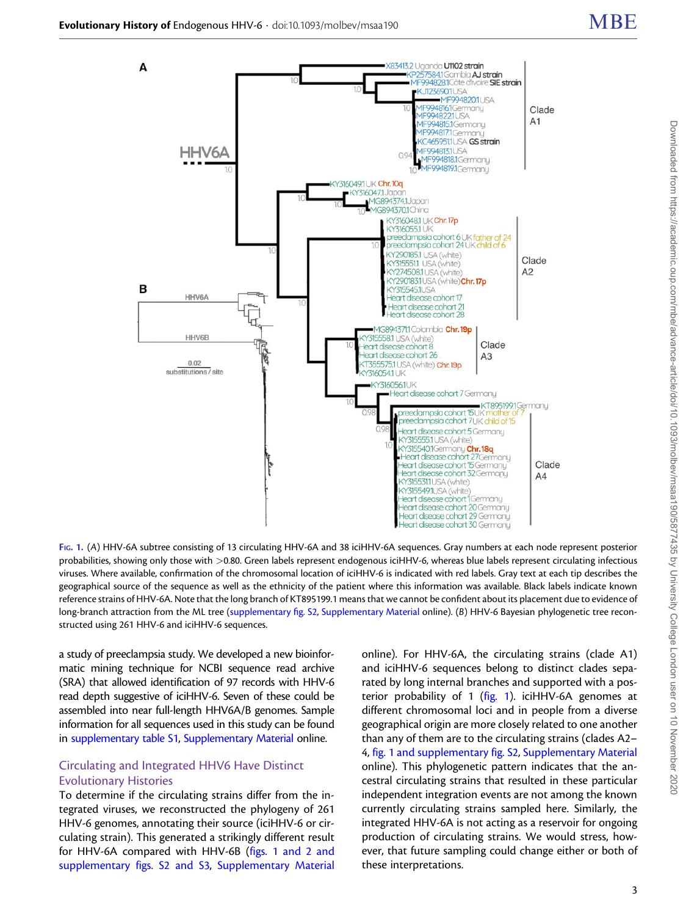Fig. 1. (A) HHV-6A subtree consisting of 13 circulating HHV-6A and 38 iciHHV-6A sequences. Gray numbers at each node represent posterior probabilities, showing only those with >0.80. Green labels represent endogenous iciHHV-6, whereas blue labels represent circulating infectious viruses. Where available, confirmation of the chromosomal location of iciHHV-6 is indicated with red labels. Gray text at each tip describes the geographical source of the sequence as well as the ethnicity of the patient where this information was available. Black labels indicate known reference strains of HHV-6A. Note that the long branch of KT895199.1 means that we cannot be confident about its placement due to evidence of long-branch attraction from the ML tree (supplementary fig. S2, Supplementary Material online). (B) HHV-6 Bayesian phylogenetic tree reconstructed using 261 HHV-6 and iciHHV-6 sequences.

a study of preeclampsia study. We developed a new bioinformatic mining technique for NCBI sequence read archive (SRA) that allowed identification of 97 records with HHV-6 read depth suggestive of iciHHV-6. Seven of these could be assembled into near full-length HHV6A/B genomes. Sample information for all sequences used in this study can be found in supplementary table S1, Supplementary Material online.

## Circulating and Integrated HHV6 Have Distinct Evolutionary Histories

To determine if the circulating strains differ from the integrated viruses, we reconstructed the phylogeny of 261 HHV-6 genomes, annotating their source (iciHHV-6 or circulating strain). This generated a strikingly different result for HHV-6A compared with HHV-6B (figs. 1 and 2 and supplementary figs. S2 and S3, Supplementary Material online). For HHV-6A, the circulating strains (clade A1) and iciHHV-6 sequences belong to distinct clades separated by long internal branches and supported with a posterior probability of 1 (fig. 1). iciHHV-6A genomes at different chromosomal loci and in people from a diverse geographical origin are more closely related to one another than any of them are to the circulating strains (clades A2–4, fig. 1 and supplementary fig. S2, Supplementary Material online). This phylogenetic pattern indicates that the ancestral circulating strains that resulted in these particular independent integration events are not among the known currently circulating strains sampled here. Similarly, the integrated HHV-6A is not acting as a reservoir for ongoing production of circulating strains. We would stress, however, that future sampling could change either or both of these interpretations.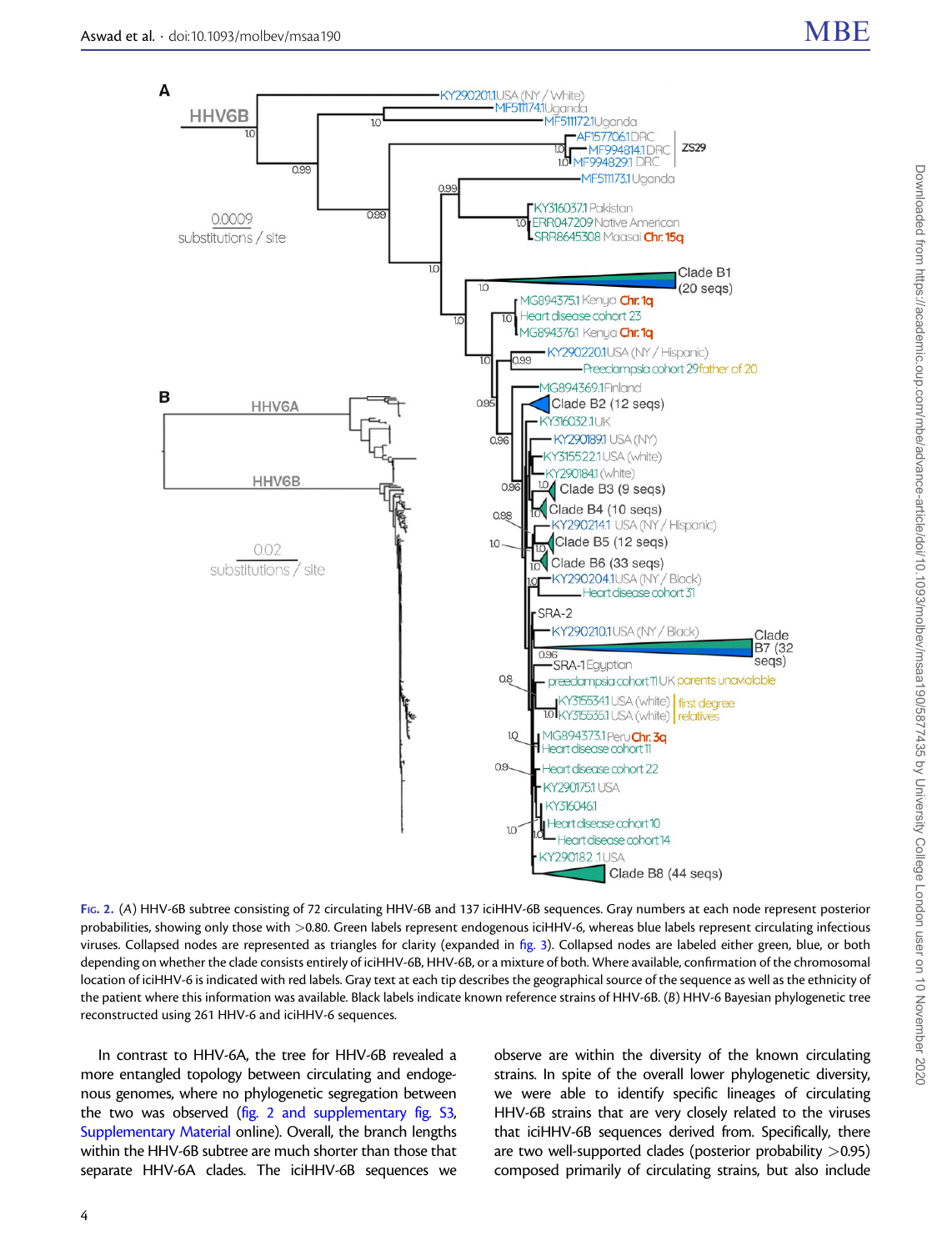Fig. 2. (A) HHV-6B subtree consisting of 72 circulating HHV-6B and 137 iciHHV-6B sequences. Gray numbers at each node represent posterior probabilities, showing only those with >0.80. Green labels represent endogenous iciHHV-6, whereas blue labels represent circulating infectious viruses. Collapsed nodes are represented as triangles for clarity (expanded in fig. 3). Collapsed nodes are labeled either green, blue, or both depending on whether the clade consists entirely of iciHHV-6B, HHV-6B, or a mixture of both. Where available, confirmation of the chromosomal location of iciHHV-6 is indicated with red labels. Gray text at each tip describes the geographical source of the sequence as well as the ethnicity of the patient where this information was available. Black labels indicate known reference strains of HHV-6B. (B) HHV-6 Bayesian phylogenetic tree reconstructed using 261 HHV-6 and iciHHV-6 sequences.

In contrast to HHV-6A, the tree for HHV-6B revealed a more entangled topology between circulating and endogenous genomes, where no phylogenetic segregation between the two was observed (fig. 2 and supplementary fig. S3, Supplementary Material online). Overall, the branch lengths within the HHV-6B subtree are much shorter than those that separate HHV-6A clades. The iciHHV-6B sequences we observe are within the diversity of the known circulating strains. In spite of the overall lower phylogenetic diversity, we were able to identify specific lineages of circulating HHV-6B strains that are very closely related to the viruses that iciHHV-6B sequences derived from. Specifically, there are two well-supported clades (posterior probability >0.95) composed primarily of circulating strains, but also include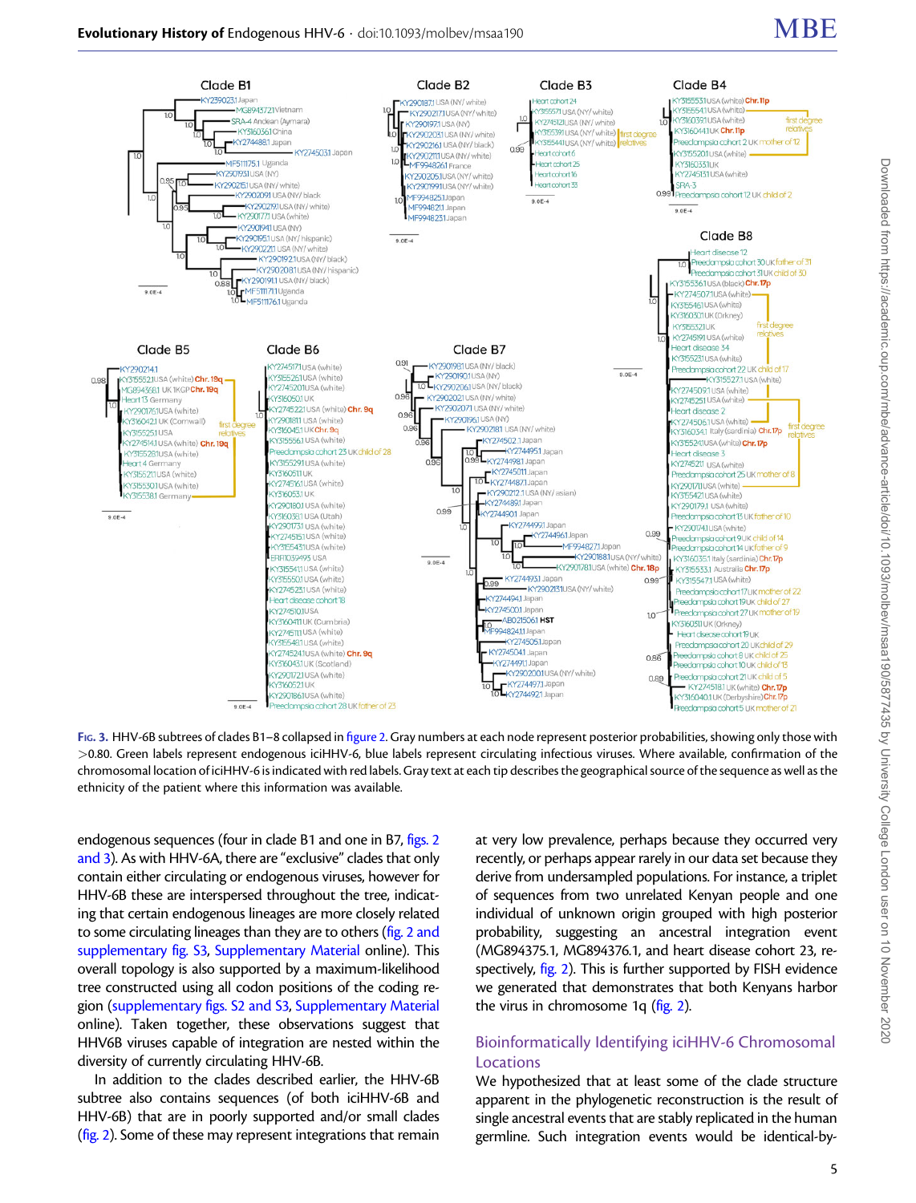Fig. 3. HHV-6B subtrees of clades B1–8 collapsed in figure 2. Gray numbers at each node represent posterior probabilities, showing only those with >0.80. Green labels represent endogenous iciHHV-6, blue labels represent circulating infectious viruses. Where available, confirmation of the chromosomal location of iciHHV-6 is indicated with red labels. Gray text at each tip describes the geographical source of the sequence as well as the ethnicity of the patient where this information was available.

endogenous sequences (four in clade B1 and one in B7, figs. 2 and 3). As with HHV-6A, there are "exclusive" clades that only contain either circulating or endogenous viruses, however for HHV-6B these are interspersed throughout the tree, indicating that certain endogenous lineages are more closely related to some circulating lineages than they are to others (fig. 2 and supplementary fig. S3, Supplementary Material online). This overall topology is also supported by a maximum-likelihood tree constructed using all codon positions of the coding region (supplementary figs. S2 and S3, Supplementary Material online). Taken together, these observations suggest that HHV6B viruses capable of integration are nested within the diversity of currently circulating HHV-6B.

In addition to the clades described earlier, the HHV-6B subtree also contains sequences (of both iciHHV-6B and HHV-6B) that are in poorly supported and/or small clades (fig. 2). Some of these may represent integrations that remain at very low prevalence, perhaps because they occurred very recently, or perhaps appear rarely in our data set because they derive from undersampled populations. For instance, a triplet of sequences from two unrelated Kenyan people and one individual of unknown origin grouped with high posterior probability, suggesting an ancestral integration event (MG894375.1, MG894376.1, and heart disease cohort 23, respectively, fig. 2). This is further supported by FISH evidence we generated that demonstrates that both Kenyans harbor the virus in chromosome 1q (fig. 2).

## Bioinformatically Identifying iciHHV-6 Chromosomal Locations

We hypothesized that at least some of the clade structure apparent in the phylogenetic reconstruction is the result of single ancestral events that are stably replicated in the human germline. Such integration events would be identical-by-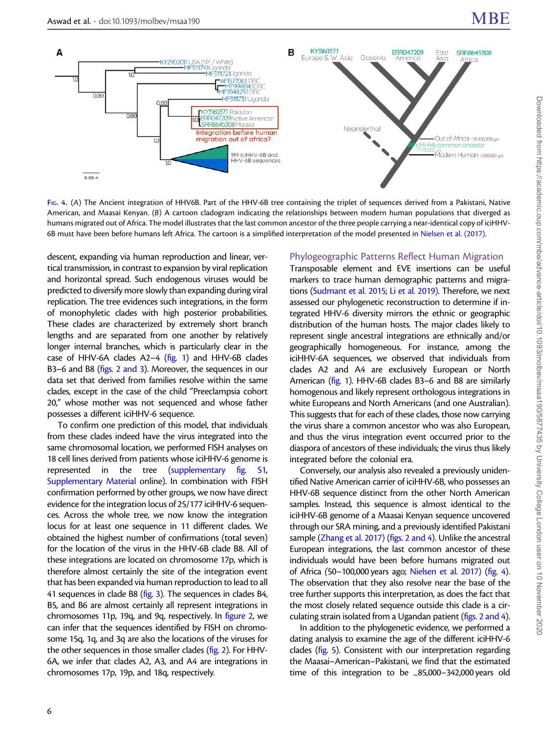Fig. 4. (A) The Ancient integration of HHV6B. Part of the HHV-6B tree containing the triplet of sequences derived from a Pakistani, Native American, and Maasai Kenyan. (B) A cartoon cladogram indicating the relationships between modern human populations that diverged as humans migrated out of Africa. The model illustrates that the last common ancestor of the three people carrying a near-identical copy of iciHHV-6B must have been before humans left Africa. The cartoon is a simplified interpretation of the model presented in Nielsen et al. (2017).

descent, expanding via human reproduction and linear, vertical transmission, in contrast to expansion by viral replication and horizontal spread. Such endogenous viruses would be predicted to diversify more slowly than expanding during viral replication. The tree evidences such integrations, in the form of monophyletic clades with high posterior probabilities. These clades are characterized by extremely short branch lengths and are separated from one another by relatively longer internal branches, which is particularly clear in the case of HHV-6A clades A2–4 (fig. 1) and HHV-6B clades B3–6 and B8 (figs. 2 and 3). Moreover, the sequences in our data set that derived from families resolve within the same clades, except in the case of the child "Preeclampsia cohort 20," whose mother was not sequenced and whose father possesses a different iciHHV-6 sequence.

To confirm one prediction of this model, that individuals from these clades indeed have the virus integrated into the same chromosomal location, we performed FISH analyses on 18 cell lines derived from patients whose iciHHV-6 genome is represented in the tree (supplementary fig. S1, Supplementary Material online). In combination with FISH confirmation performed by other groups, we now have direct evidence for the integration locus of 25/177 iciHHV-6 sequences. Across the whole tree, we now know the integration locus for at least one sequence in 11 different clades. We obtained the highest number of confirmations (total seven) for the location of the virus in the HHV-6B clade B8. All of these integrations are located on chromosome 17p, which is therefore almost certainly the site of the integration event that has been expanded via human reproduction to lead to all 41 sequences in clade B8 (fig. 3). The sequences in clades B4, B5, and B6 are almost certainly all represent integrations in chromosomes 11p, 19q, and 9q, respectively. In figure 2, we can infer that the sequences identified by FISH on chromosome 15q, 1q, and 3q are also the locations of the viruses for the other sequences in those smaller clades (fig. 2). For HHV-6A, we infer that clades A2, A3, and A4 are integrations in chromosomes 17p, 19p, and 18q, respectively.

## Phylogeographic Patterns Reflect Human Migration

Transposable element and EVE insertions can be useful markers to trace human demographic patterns and migrations (Sudmant et al. 2015; Li et al. 2019). Therefore, we next assessed our phylogenetic reconstruction to determine if integrated HHV-6 diversity mirrors the ethnic or geographic distribution of the human hosts. The major clades likely to represent single ancestral integrations are ethnically and/or geographically homogeneous. For instance, among the iciHHV-6A sequences, we observed that individuals from clades A2 and A4 are exclusively European or North American (fig. 1). HHV-6B clades B3–6 and B8 are similarly homogenous and likely represent orthologous integrations in white Europeans and North Americans (and one Australian). This suggests that for each of these clades, those now carrying the virus share a common ancestor who was also European, and thus the virus integration event occurred prior to the diaspora of ancestors of these individuals; the virus thus likely integrated before the colonial era.

Conversely, our analysis also revealed a previously unidentified Native American carrier of iciHHV-6B, who possesses an HHV-6B sequence distinct from the other North American samples. Instead, this sequence is almost identical to the iciHHV-6B genome of a Maasai Kenyan sequence uncovered through our SRA mining, and a previously identified Pakistani sample (Zhang et al. 2017) (figs. 2 and 4). Unlike the ancestral European integrations, the last common ancestor of these individuals would have been before humans migrated out of Africa (50–100,000 years ago; Nielsen et al. 2017) (fig. 4). The observation that they also resolve near the base of the tree further supports this interpretation, as does the fact that the most closely related sequence outside this clade is a circulating strain isolated from a Ugandan patient (figs. 2 and 4).

In addition to the phylogenetic evidence, we performed a dating analysis to examine the age of the different iciHHV-6 clades (fig. 5). Consistent with our interpretation regarding the Maasai–American–Pakistani, we find that the estimated time of this integration to be ~85,000–342,000 years old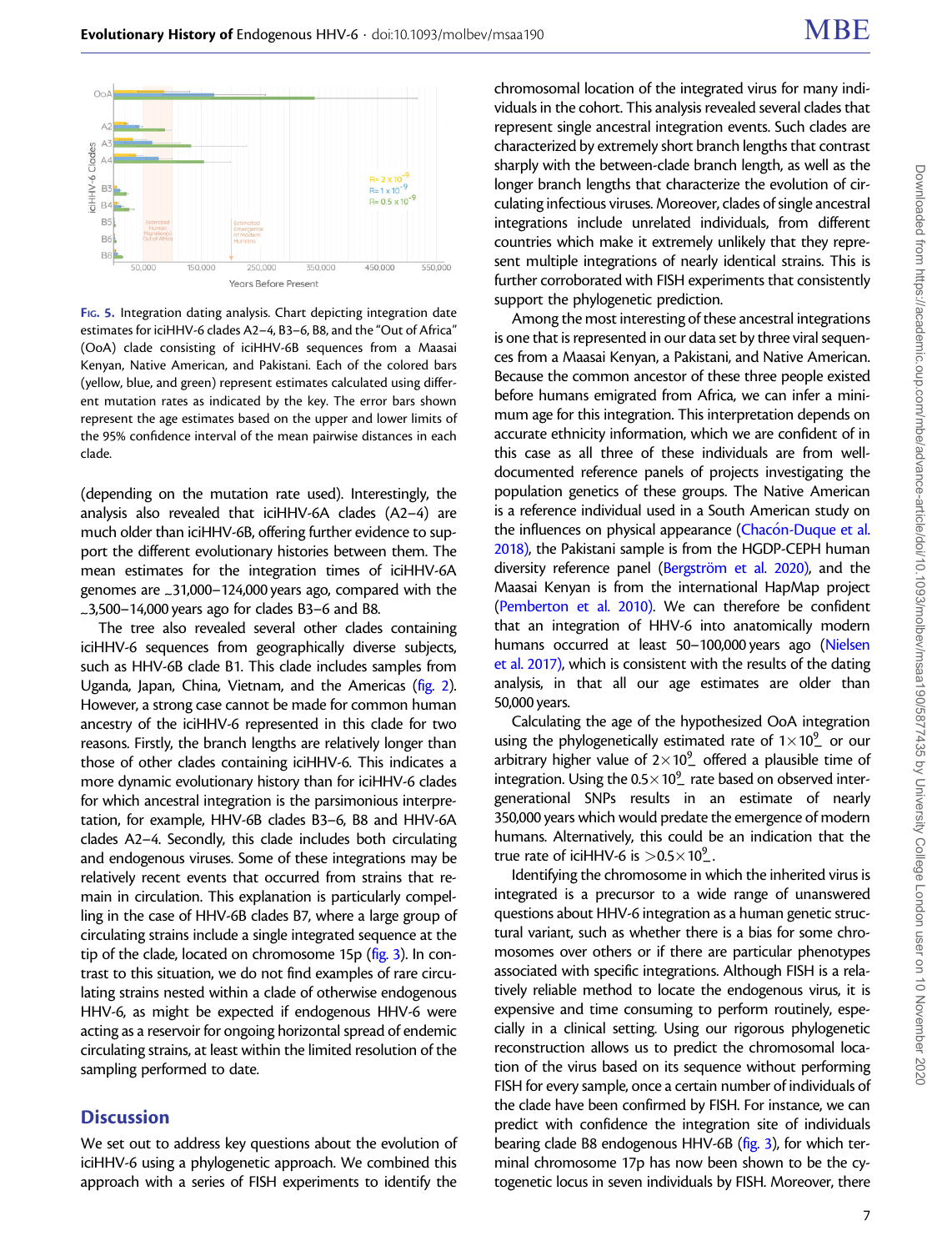Fig. 5. Integration dating analysis. Chart depicting integration date estimates for iciHHV-6 clades A2–4, B3–6, B8, and the "Out of Africa" (OoA) clade consisting of iciHHV-6B sequences from a Maasai Kenyan, Native American, and Pakistani. Each of the colored bars (yellow, blue, and green) represent estimates calculated using different mutation rates as indicated by the key. The error bars shown represent the age estimates based on the upper and lower limits of the 95% confidence interval of the mean pairwise distances in each clade.

(depending on the mutation rate used). Interestingly, the analysis also revealed that iciHHV-6A clades (A2–4) are much older than iciHHV-6B, offering further evidence to support the different evolutionary histories between them. The mean estimates for the integration times of iciHHV-6A genomes are ~31,000–124,000 years ago, compared with the ~3,500–14,000 years ago for clades B3–6 and B8.

The tree also revealed several other clades containing iciHHV-6 sequences from geographically diverse subjects, such as HHV-6B clade B1. This clade includes samples from Uganda, Japan, China, Vietnam, and the Americas (fig. 2). However, a strong case cannot be made for common human ancestry of the iciHHV-6 represented in this clade for two reasons. Firstly, the branch lengths are relatively longer than those of other clades containing iciHHV-6. This indicates a more dynamic evolutionary history than for iciHHV-6 clades for which ancestral integration is the parsimonious interpretation, for example, HHV-6B clades B3–6, B8 and HHV-6A clades A2–4. Secondly, this clade includes both circulating and endogenous viruses. Some of these integrations may be relatively recent events that occurred from strains that remain in circulation. This explanation is particularly compelling in the case of HHV-6B clades B7, where a large group of circulating strains include a single integrated sequence at the tip of the clade, located on chromosome 15p (fig. 3). In contrast to this situation, we do not find examples of rare circulating strains nested within a clade of otherwise endogenous HHV-6, as might be expected if endogenous HHV-6 were acting as a reservoir for ongoing horizontal spread of endemic circulating strains, at least within the limited resolution of the sampling performed to date.

## Discussion

We set out to address key questions about the evolution of iciHHV-6 using a phylogenetic approach. We combined this approach with a series of FISH experiments to identify the chromosomal location of the integrated virus for many individuals in the cohort. This analysis revealed several clades that represent single ancestral integration events. Such clades are characterized by extremely short branch lengths that contrast sharply with the between-clade branch length, as well as the longer branch lengths that characterize the evolution of circulating infectious viruses. Moreover, clades of single ancestral integrations include unrelated individuals, from different countries which make it extremely unlikely that they represent multiple integrations of nearly identical strains. This is further corroborated with FISH experiments that consistently support the phylogenetic prediction.

Among the most interesting of these ancestral integrations is one that is represented in our data set by three viral sequences from a Maasai Kenyan, a Pakistani, and Native American. Because the common ancestor of these three people existed before humans emigrated from Africa, we can infer a minimum age for this integration. This interpretation depends on accurate ethnicity information, which we are confident of in this case as all three of these individuals are from well-documented reference panels of projects investigating the population genetics of these groups. The Native American is a reference individual used in a South American study on the influences on physical appearance (Chacón-Duque et al. 2018), the Pakistani sample is from the HGDP-CEPH human diversity reference panel (Bergström et al. 2020), and the Maasai Kenyan is from the international HapMap project (Pemberton et al. 2010). We can therefore be confident that an integration of HHV-6 into anatomically modern humans occurred at least 50–100,000 years ago (Nielsen et al. 2017), which is consistent with the results of the dating analysis, in that all our age estimates are older than 50,000 years.

Calculating the age of the hypothesized OoA integration using the phylogenetically estimated rate of $1\times10^{-9}$ or our arbitrary higher value of $2\times10^{-9}$ offered a plausible time of integration. Using the $0.5\times10^{-9}$ rate based on observed intergenerational SNPs results in an estimate of nearly 350,000 years which would predate the emergence of modern humans. Alternatively, this could be an indication that the true rate of iciHHV-6 is $>0.5\times10^{-9}$.

Identifying the chromosome in which the inherited virus is integrated is a precursor to a wide range of unanswered questions about HHV-6 integration as a human genetic structural variant, such as whether there is a bias for some chromosomes over others or if there are particular phenotypes associated with specific integrations. Although FISH is a relatively reliable method to locate the endogenous virus, it is expensive and time consuming to perform routinely, especially in a clinical setting. Using our rigorous phylogenetic reconstruction allows us to predict the chromosomal location of the virus based on its sequence without performing FISH for every sample, once a certain number of individuals of the clade have been confirmed by FISH. For instance, we can predict with confidence the integration site of individuals bearing clade B8 endogenous HHV-6B (fig. 3), for which terminal chromosome 17p has now been shown to be the cytogenetic locus in seven individuals by FISH. Moreover, there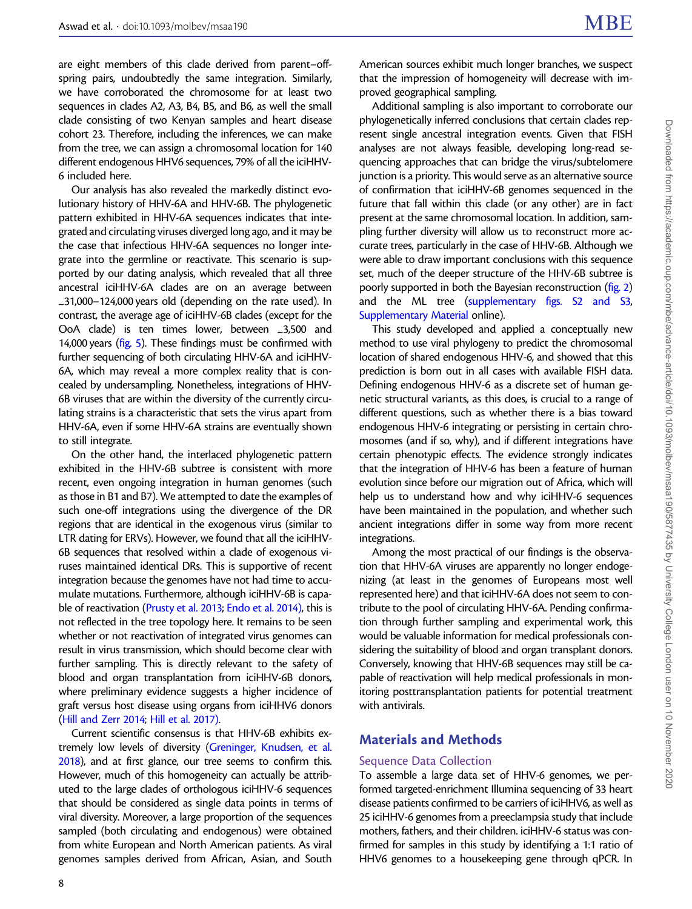are eight members of this clade derived from parent–offspring pairs, undoubtedly the same integration. Similarly, we have corroborated the chromosome for at least two sequences in clades A2, A3, B4, B5, and B6, as well the small clade consisting of two Kenyan samples and heart disease cohort 23. Therefore, including the inferences, we can make from the tree, we can assign a chromosomal location for 140 different endogenous HHV6 sequences, 79% of all the iciHHV-6 included here.

Our analysis has also revealed the markedly distinct evolutionary history of HHV-6A and HHV-6B. The phylogenetic pattern exhibited in HHV-6A sequences indicates that integrated and circulating viruses diverged long ago, and it may be the case that infectious HHV-6A sequences no longer integrate into the germline or reactivate. This scenario is supported by our dating analysis, which revealed that all three ancestral iciHHV-6A clades are on an average between ~31,000–124,000 years old (depending on the rate used). In contrast, the average age of iciHHV-6B clades (except for the OoA clade) is ten times lower, between ~3,500 and 14,000 years (fig. 5). These findings must be confirmed with further sequencing of both circulating HHV-6A and iciHHV-6A, which may reveal a more complex reality that is concealed by undersampling. Nonetheless, integrations of HHV-6B viruses that are within the diversity of the currently circulating strains is a characteristic that sets the virus apart from HHV-6A, even if some HHV-6A strains are eventually shown to still integrate.

On the other hand, the interlaced phylogenetic pattern exhibited in the HHV-6B subtree is consistent with more recent, even ongoing integration in human genomes (such as those in B1 and B7). We attempted to date the examples of such one-off integrations using the divergence of the DR regions that are identical in the exogenous virus (similar to LTR dating for ERVs). However, we found that all the iciHHV-6B sequences that resolved within a clade of exogenous viruses maintained identical DRs. This is supportive of recent integration because the genomes have not had time to accumulate mutations. Furthermore, although iciHHV-6B is capable of reactivation (Prusty et al. 2013; Endo et al. 2014), this is not reflected in the tree topology here. It remains to be seen whether or not reactivation of integrated virus genomes can result in virus transmission, which should become clear with further sampling. This is directly relevant to the safety of blood and organ transplantation from iciHHV-6B donors, where preliminary evidence suggests a higher incidence of graft versus host disease using organs from iciHHV6 donors (Hill and Zerr 2014; Hill et al. 2017).

Current scientific consensus is that HHV-6B exhibits extremely low levels of diversity (Greninger, Knudsen, et al. 2018), and at first glance, our tree seems to confirm this. However, much of this homogeneity can actually be attributed to the large clades of orthologous iciHHV-6 sequences that should be considered as single data points in terms of viral diversity. Moreover, a large proportion of the sequences sampled (both circulating and endogenous) were obtained from white European and North American patients. As viral genomes samples derived from African, Asian, and South American sources exhibit much longer branches, we suspect that the impression of homogeneity will decrease with improved geographical sampling.

Additional sampling is also important to corroborate our phylogenetically inferred conclusions that certain clades represent single ancestral integration events. Given that FISH analyses are not always feasible, developing long-read sequencing approaches that can bridge the virus/subtelomere junction is a priority. This would serve as an alternative source of confirmation that iciHHV-6B genomes sequenced in the future that fall within this clade (or any other) are in fact present at the same chromosomal location. In addition, sampling further diversity will allow us to reconstruct more accurate trees, particularly in the case of HHV-6B. Although we were able to draw important conclusions with this sequence set, much of the deeper structure of the HHV-6B subtree is poorly supported in both the Bayesian reconstruction (fig. 2) and the ML tree (supplementary figs. S2 and S3, Supplementary Material online).

This study developed and applied a conceptually new method to use viral phylogeny to predict the chromosomal location of shared endogenous HHV-6, and showed that this prediction is born out in all cases with available FISH data. Defining endogenous HHV-6 as a discrete set of human genetic structural variants, as this does, is crucial to a range of different questions, such as whether there is a bias toward endogenous HHV-6 integrating or persisting in certain chromosomes (and if so, why), and if different integrations have certain phenotypic effects. The evidence strongly indicates that the integration of HHV-6 has been a feature of human evolution since before our migration out of Africa, which will help us to understand how and why iciHHV-6 sequences have been maintained in the population, and whether such ancient integrations differ in some way from more recent integrations.

Among the most practical of our findings is the observation that HHV-6A viruses are apparently no longer endogenizing (at least in the genomes of Europeans most well represented here) and that iciHHV-6A does not seem to contribute to the pool of circulating HHV-6A. Pending confirmation through further sampling and experimental work, this would be valuable information for medical professionals considering the suitability of blood and organ transplant donors. Conversely, knowing that HHV-6B sequences may still be capable of reactivation will help medical professionals in monitoring posttransplantation patients for potential treatment with antivirals.

## Materials and Methods

### Sequence Data Collection

To assemble a large data set of HHV-6 genomes, we performed targeted-enrichment Illumina sequencing of 33 heart disease patients confirmed to be carriers of iciHHV6, as well as 25 iciHHV-6 genomes from a preeclampsia study that include mothers, fathers, and their children. iciHHV-6 status was confirmed for samples in this study by identifying a 1:1 ratio of HHV6 genomes to a housekeeping gene through qPCR. In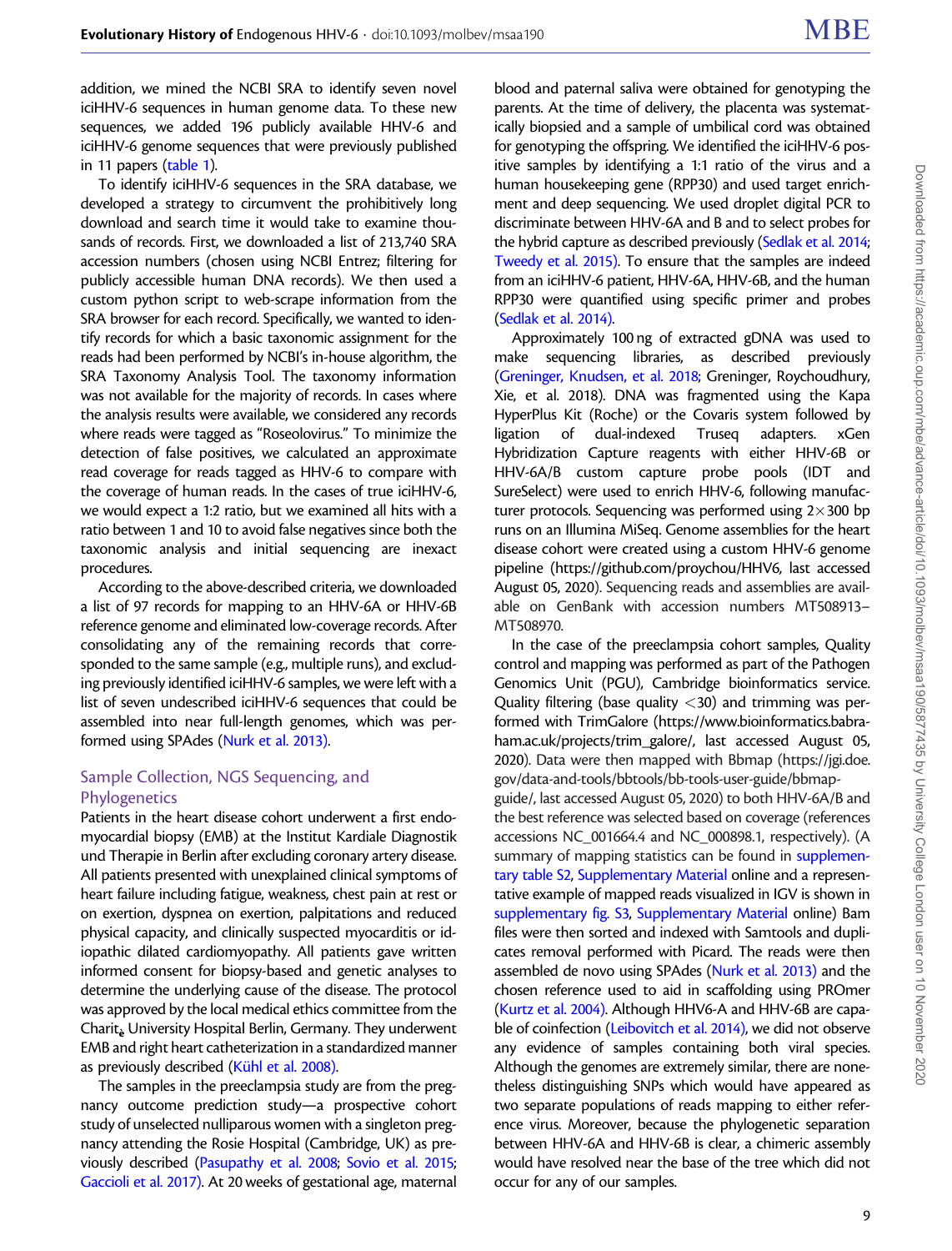addition, we mined the NCBI SRA to identify seven novel iciHHV-6 sequences in human genome data. To these new sequences, we added 196 publicly available HHV-6 and iciHHV-6 genome sequences that were previously published in 11 papers (table 1).

To identify iciHHV-6 sequences in the SRA database, we developed a strategy to circumvent the prohibitively long download and search time it would take to examine thousands of records. First, we downloaded a list of 213,740 SRA accession numbers (chosen using NCBI Entrez; filtering for publicly accessible human DNA records). We then used a custom python script to web-scrape information from the SRA browser for each record. Specifically, we wanted to identify records for which a basic taxonomic assignment for the reads had been performed by NCBI's in-house algorithm, the SRA Taxonomy Analysis Tool. The taxonomy information was not available for the majority of records. In cases where the analysis results were available, we considered any records where reads were tagged as "Roseolovirus." To minimize the detection of false positives, we calculated an approximate read coverage for reads tagged as HHV-6 to compare with the coverage of human reads. In the cases of true iciHHV-6, we would expect a 1:2 ratio, but we examined all hits with a ratio between 1 and 10 to avoid false negatives since both the taxonomic analysis and initial sequencing are inexact procedures.

According to the above-described criteria, we downloaded a list of 97 records for mapping to an HHV-6A or HHV-6B reference genome and eliminated low-coverage records. After consolidating any of the remaining records that corresponded to the same sample (e.g., multiple runs), and excluding previously identified iciHHV-6 samples, we were left with a list of seven undescribed iciHHV-6 sequences that could be assembled into near full-length genomes, which was performed using SPAdes (Nurk et al. 2013).

## Sample Collection, NGS Sequencing, and Phylogenetics

Patients in the heart disease cohort underwent a first endomyocardial biopsy (EMB) at the Institut Kardiale Diagnostik und Therapie in Berlin after excluding coronary artery disease. All patients presented with unexplained clinical symptoms of heart failure including fatigue, weakness, chest pain at rest or on exertion, dyspnea on exertion, palpitations and reduced physical capacity, and clinically suspected myocarditis or idiopathic dilated cardiomyopathy. All patients gave written informed consent for biopsy-based and genetic analyses to determine the underlying cause of the disease. The protocol was approved by the local medical ethics committee from the Charité University Hospital Berlin, Germany. They underwent EMB and right heart catheterization in a standardized manner as previously described (Kühl et al. 2008).

The samples in the preeclampsia study are from the pregnancy outcome prediction study—a prospective cohort study of unselected nulliparous women with a singleton pregnancy attending the Rosie Hospital (Cambridge, UK) as previously described (Pasupathy et al. 2008; Sovio et al. 2015; Gaccioli et al. 2017). At 20 weeks of gestational age, maternal blood and paternal saliva were obtained for genotyping the parents. At the time of delivery, the placenta was systematically biopsied and a sample of umbilical cord was obtained for genotyping the offspring. We identified the iciHHV-6 positive samples by identifying a 1:1 ratio of the virus and a human housekeeping gene (RPP30) and used target enrichment and deep sequencing. We used droplet digital PCR to discriminate between HHV-6A and B and to select probes for the hybrid capture as described previously (Sedlak et al. 2014; Tweedy et al. 2015). To ensure that the samples are indeed from an iciHHV-6 patient, HHV-6A, HHV-6B, and the human RPP30 were quantified using specific primer and probes (Sedlak et al. 2014).

Approximately 100 ng of extracted gDNA was used to make sequencing libraries, as described previously (Greninger, Knudsen, et al. 2018; Greninger, Roychoudhury, Xie, et al. 2018). DNA was fragmented using the Kapa HyperPlus Kit (Roche) or the Covaris system followed by ligation of dual-indexed Truseq adapters. xGen Hybridization Capture reagents with either HHV-6B or HHV-6A/B custom capture probe pools (IDT and SureSelect) were used to enrich HHV-6, following manufacturer protocols. Sequencing was performed using 2×300 bp runs on an Illumina MiSeq. Genome assemblies for the heart disease cohort were created using a custom HHV-6 genome pipeline (https://github.com/proychou/HHV6, last accessed August 05, 2020). Sequencing reads and assemblies are available on GenBank with accession numbers MT508913–MT508970.

In the case of the preeclampsia cohort samples, Quality control and mapping was performed as part of the Pathogen Genomics Unit (PGU), Cambridge bioinformatics service. Quality filtering (base quality <30) and trimming was performed with TrimGalore (https://www.bioinformatics.babraham.ac.uk/projects/trim_galore/, last accessed August 05, 2020). Data were then mapped with Bbmap (https://jgi.doe.gov/data-and-tools/bbtools/bb-tools-user-guide/bbmap-guide/, last accessed August 05, 2020) to both HHV-6A/B and the best reference was selected based on coverage (references accessions NC_001664.4 and NC_000898.1, respectively). (A summary of mapping statistics can be found in supplementary table S2, Supplementary Material online and a representative example of mapped reads visualized in IGV is shown in supplementary fig. S3, Supplementary Material online) Bam files were then sorted and indexed with Samtools and duplicates removal performed with Picard. The reads were then assembled de novo using SPAdes (Nurk et al. 2013) and the chosen reference used to aid in scaffolding using PROmer (Kurtz et al. 2004). Although HHV6-A and HHV-6B are capable of coinfection (Leibovitch et al. 2014), we did not observe any evidence of samples containing both viral species. Although the genomes are extremely similar, there are nonetheless distinguishing SNPs which would have appeared as two separate populations of reads mapping to either reference virus. Moreover, because the phylogenetic separation between HHV-6A and HHV-6B is clear, a chimeric assembly would have resolved near the base of the tree which did not occur for any of our samples.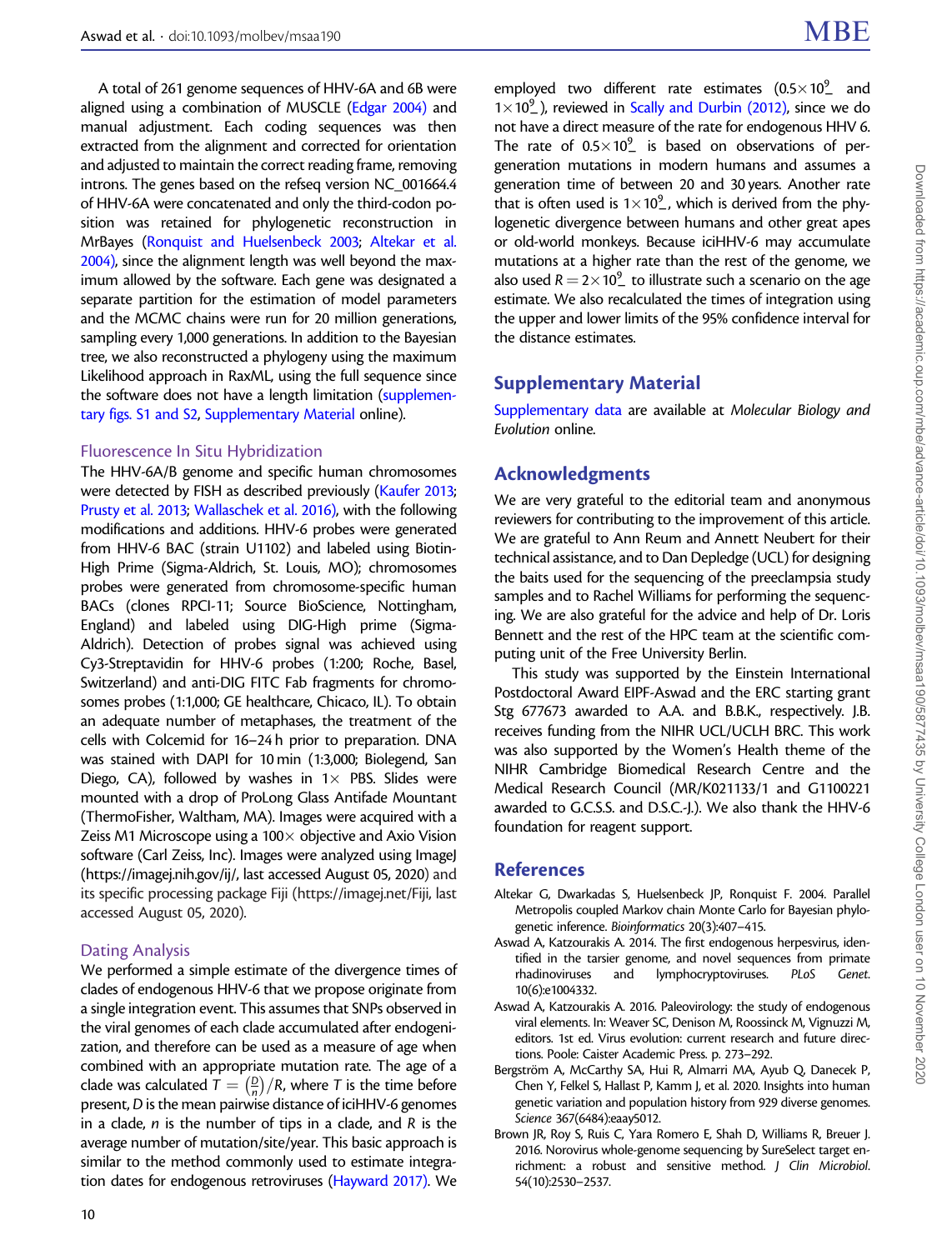A total of 261 genome sequences of HHV-6A and 6B were aligned using a combination of MUSCLE (Edgar 2004) and manual adjustment. Each coding sequences was then extracted from the alignment and corrected for orientation and adjusted to maintain the correct reading frame, removing introns. The genes based on the refseq version NC_001664.4 of HHV-6A were concatenated and only the third-codon position was retained for phylogenetic reconstruction in MrBayes (Ronquist and Huelsenbeck 2003; Altekar et al. 2004), since the alignment length was well beyond the maximum allowed by the software. Each gene was designated a separate partition for the estimation of model parameters and the MCMC chains were run for 20 million generations, sampling every 1,000 generations. In addition to the Bayesian tree, we also reconstructed a phylogeny using the maximum Likelihood approach in RaxML, using the full sequence since the software does not have a length limitation (supplementary figs. S1 and S2, Supplementary Material online).

### Fluorescence In Situ Hybridization

The HHV-6A/B genome and specific human chromosomes were detected by FISH as described previously (Kaufer 2013; Prusty et al. 2013; Wallaschek et al. 2016), with the following modifications and additions. HHV-6 probes were generated from HHV-6 BAC (strain U1102) and labeled using Biotin-High Prime (Sigma-Aldrich, St. Louis, MO); chromosomes probes were generated from chromosome-specific human BACs (clones RPCI-11; Source BioScience, Nottingham, England) and labeled using DIG-High prime (Sigma-Aldrich). Detection of probes signal was achieved using Cy3-Streptavidin for HHV-6 probes (1:200; Roche, Basel, Switzerland) and anti-DIG FITC Fab fragments for chromosomes probes (1:1,000; GE healthcare, Chicaco, IL). To obtain an adequate number of metaphases, the treatment of the cells with Colcemid for 16–24 h prior to preparation. DNA was stained with DAPI for 10 min (1:3,000; Biolegend, San Diego, CA), followed by washes in 1× PBS. Slides were mounted with a drop of ProLong Glass Antifade Mountant (ThermoFisher, Waltham, MA). Images were acquired with a Zeiss M1 Microscope using a 100× objective and Axio Vision software (Carl Zeiss, Inc). Images were analyzed using ImageJ (https://imagej.nih.gov/ij/, last accessed August 05, 2020) and its specific processing package Fiji (https://imagej.net/Fiji, last accessed August 05, 2020).

### Dating Analysis

We performed a simple estimate of the divergence times of clades of endogenous HHV-6 that we propose originate from a single integration event. This assumes that SNPs observed in the viral genomes of each clade accumulated after endogenization, and therefore can be used as a measure of age when combined with an appropriate mutation rate. The age of a clade was calculated $T = \left(\frac{D}{n}\right)/R$, where $T$ is the time before present, $D$ is the mean pairwise distance of iciHHV-6 genomes in a clade, $n$ is the number of tips in a clade, and $R$ is the average number of mutation/site/year. This basic approach is similar to the method commonly used to estimate integration dates for endogenous retroviruses (Hayward 2017). We employed two different rate estimates ($0.5\times10^{\underline{9}}$ and $1\times10^{\underline{9}}$), reviewed in Scally and Durbin (2012), since we do not have a direct measure of the rate for endogenous HHV 6. The rate of $0.5\times10^{\underline{9}}$ is based on observations of per-generation mutations in modern humans and assumes a generation time of between 20 and 30 years. Another rate that is often used is $1\times10^{\underline{9}}$, which is derived from the phylogenetic divergence between humans and other great apes or old-world monkeys. Because iciHHV-6 may accumulate mutations at a higher rate than the rest of the genome, we also used $R = 2\times10^{\underline{9}}$ to illustrate such a scenario on the age estimate. We also recalculated the times of integration using the upper and lower limits of the 95% confidence interval for the distance estimates.

## Supplementary Material

Supplementary data are available at *Molecular Biology and Evolution* online.

## Acknowledgments

We are very grateful to the editorial team and anonymous reviewers for contributing to the improvement of this article. We are grateful to Ann Reum and Annett Neubert for their technical assistance, and to Dan Depledge (UCL) for designing the baits used for the sequencing of the preeclampsia study samples and to Rachel Williams for performing the sequencing. We are also grateful for the advice and help of Dr. Loris Bennett and the rest of the HPC team at the scientific computing unit of the Free University Berlin.

This study was supported by the Einstein International Postdoctoral Award EIPF-Aswad and the ERC starting grant Stg 677673 awarded to A.A. and B.B.K., respectively. J.B. receives funding from the NIHR UCL/UCLH BRC. This work was also supported by the Women's Health theme of the NIHR Cambridge Biomedical Research Centre and the Medical Research Council (MR/K021133/1 and G1100221 awarded to G.C.S.S. and D.S.C.-J.). We also thank the HHV-6 foundation for reagent support.

## References

Altekar G, Dwarkadas S, Huelsenbeck JP, Ronquist F. 2004. Parallel Metropolis coupled Markov chain Monte Carlo for Bayesian phylogenetic inference. *Bioinformatics* 20(3):407–415.

Aswad A, Katzourakis A. 2014. The first endogenous herpesvirus, identified in the tarsier genome, and novel sequences from primate rhadinoviruses and lymphocryptoviruses. *PLoS Genet.* 10(6):e1004332.

Aswad A, Katzourakis A. 2016. Paleovirology: the study of endogenous viral elements. In: Weaver SC, Denison M, Roossinck M, Vignuzzi M, editors. 1st ed. Virus evolution: current research and future directions. Poole: Caister Academic Press. p. 273–292.

Bergström A, McCarthy SA, Hui R, Almarri MA, Ayub Q, Danecek P, Chen Y, Felkel S, Hallast P, Kamm J, et al. 2020. Insights into human genetic variation and population history from 929 diverse genomes. *Science* 367(6484):eaay5012.

Brown JR, Roy S, Ruis C, Yara Romero E, Shah D, Williams R, Breuer J. 2016. Norovirus whole-genome sequencing by SureSelect target enrichment: a robust and sensitive method. *J Clin Microbiol.* 54(10):2530–2537.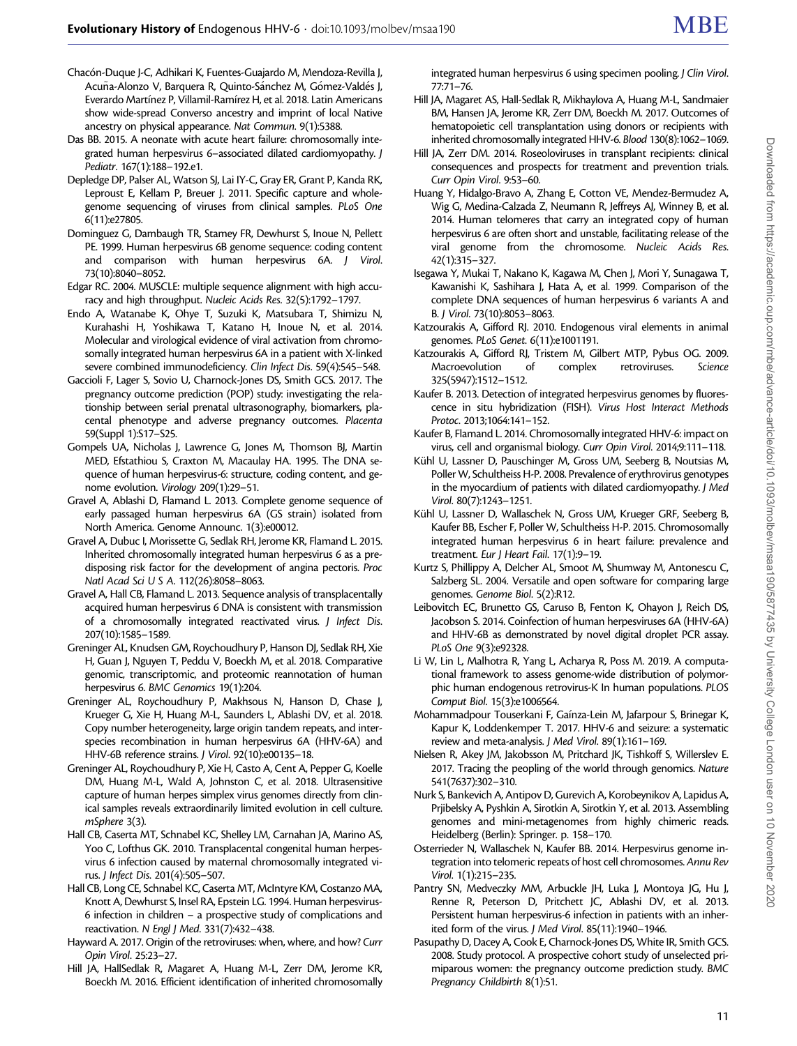Chacón-Duque J-C, Adhikari K, Fuentes-Guajardo M, Mendoza-Revilla J, Acuña-Alonzo V, Barquera R, Quinto-Sánchez M, Gómez-Valdés J, Everardo Martínez P, Villamil-Ramírez H, et al. 2018. Latin Americans show wide-spread Converso ancestry and imprint of local Native ancestry on physical appearance. *Nat Commun*. 9(1):5388.

Das BB. 2015. A neonate with acute heart failure: chromosomally integrated human herpesvirus 6–associated dilated cardiomyopathy. *J Pediatr*. 167(1):188–192.e1.

Depledge DP, Palser AL, Watson SJ, Lai IY-C, Gray ER, Grant P, Kanda RK, Leproust E, Kellam P, Breuer J. 2011. Specific capture and whole-genome sequencing of viruses from clinical samples. *PLoS One* 6(11):e27805.

Dominguez G, Dambaugh TR, Stamey FR, Dewhurst S, Inoue N, Pellett PE. 1999. Human herpesvirus 6B genome sequence: coding content and comparison with human herpesvirus 6A. *J Virol*. 73(10):8040–8052.

Edgar RC. 2004. MUSCLE: multiple sequence alignment with high accuracy and high throughput. *Nucleic Acids Res*. 32(5):1792–1797.

Endo A, Watanabe K, Ohye T, Suzuki K, Matsubara T, Shimizu N, Kurahashi H, Yoshikawa T, Katano H, Inoue N, et al. 2014. Molecular and virological evidence of viral activation from chromosomally integrated human herpesvirus 6A in a patient with X-linked severe combined immunodeficiency. *Clin Infect Dis*. 59(4):545–548.

Gaccioli F, Lager S, Sovio U, Charnock-Jones DS, Smith GCS. 2017. The pregnancy outcome prediction (POP) study: investigating the relationship between serial prenatal ultrasonography, biomarkers, placental phenotype and adverse pregnancy outcomes. *Placenta* 59(Suppl 1):S17–S25.

Gompels UA, Nicholas J, Lawrence G, Jones M, Thomson BJ, Martin MED, Efstathiou S, Craxton M, Macaulay HA. 1995. The DNA sequence of human herpesvirus-6: structure, coding content, and genome evolution. *Virology* 209(1):29–51.

Gravel A, Ablashi D, Flamand L. 2013. Complete genome sequence of early passaged human herpesvirus 6A (GS strain) isolated from North America. *Genome Announc*. 1(3):e00012.

Gravel A, Dubuc I, Morissette G, Sedlak RH, Jerome KR, Flamand L. 2015. Inherited chromosomally integrated human herpesvirus 6 as a predisposing risk factor for the development of angina pectoris. *Proc Natl Acad Sci U S A*. 112(26):8058–8063.

Gravel A, Hall CB, Flamand L. 2013. Sequence analysis of transplacentally acquired human herpesvirus 6 DNA is consistent with transmission of a chromosomally integrated reactivated virus. *J Infect Dis*. 207(10):1585–1589.

Greninger AL, Knudsen GM, Roychoudhury P, Hanson DJ, Sedlak RH, Xie H, Guan J, Nguyen T, Peddu V, Boeckh M, et al. 2018. Comparative genomic, transcriptomic, and proteomic reannotation of human herpesvirus 6. *BMC Genomics* 19(1):204.

Greninger AL, Roychoudhury P, Makhsous N, Hanson D, Chase J, Krueger G, Xie H, Huang M-L, Saunders L, Ablashi DV, et al. 2018. Copy number heterogeneity, large origin tandem repeats, and interspecies recombination in human herpesvirus 6A (HHV-6A) and HHV-6B reference strains. *J Virol*. 92(10):e00135–18.

Greninger AL, Roychoudhury P, Xie H, Casto A, Cent A, Pepper G, Koelle DM, Huang M-L, Wald A, Johnston C, et al. 2018. Ultrasensitive capture of human herpes simplex virus genomes directly from clinical samples reveals extraordinarily limited evolution in cell culture. *mSphere* 3(3).

Hall CB, Caserta MT, Schnabel KC, Shelley LM, Carnahan JA, Marino AS, Yoo C, Lofthus GK. 2010. Transplacental congenital human herpesvirus 6 infection caused by maternal chromosomally integrated virus. *J Infect Dis*. 201(4):505–507.

Hall CB, Long CE, Schnabel KC, Caserta MT, McIntyre KM, Costanzo MA, Knott A, Dewhurst S, Insel RA, Epstein LG. 1994. Human herpesvirus-6 infection in children – a prospective study of complications and reactivation. *N Engl J Med*. 331(7):432–438.

Hayward A. 2017. Origin of the retroviruses: when, where, and how? *Curr Opin Virol*. 25:23–27.

Hill JA, HallSedlak R, Magaret A, Huang M-L, Zerr DM, Jerome KR, Boeckh M. 2016. Efficient identification of inherited chromosomally integrated human herpesvirus 6 using specimen pooling. *J Clin Virol*. 77:71–76.

Hill JA, Magaret AS, Hall-Sedlak R, Mikhaylova A, Huang M-L, Sandmaier BM, Hansen JA, Jerome KR, Zerr DM, Boeckh M. 2017. Outcomes of hematopoietic cell transplantation using donors or recipients with inherited chromosomally integrated HHV-6. *Blood* 130(8):1062–1069.

Hill JA, Zerr DM. 2014. Roseoloviruses in transplant recipients: clinical consequences and prospects for treatment and prevention trials. *Curr Opin Virol*. 9:53–60.

Huang Y, Hidalgo-Bravo A, Zhang E, Cotton VE, Mendez-Bermudez A, Wig G, Medina-Calzada Z, Neumann R, Jeffreys AJ, Winney B, et al. 2014. Human telomeres that carry an integrated copy of human herpesvirus 6 are often short and unstable, facilitating release of the viral genome from the chromosome. *Nucleic Acids Res*. 42(1):315–327.

Isegawa Y, Mukai T, Nakano K, Kagawa M, Chen J, Mori Y, Sunagawa T, Kawanishi K, Sashihara J, Hata A, et al. 1999. Comparison of the complete DNA sequences of human herpesvirus 6 variants A and B. *J Virol*. 73(10):8053–8063.

Katzourakis A, Gifford RJ. 2010. Endogenous viral elements in animal genomes. *PLoS Genet*. 6(11):e1001191.

Katzourakis A, Gifford RJ, Tristem M, Gilbert MTP, Pybus OG. 2009. Macroevolution of complex retroviruses. *Science* 325(5947):1512–1512.

Kaufer B. 2013. Detection of integrated herpesvirus genomes by fluorescence in situ hybridization (FISH). *Virus Host Interact Methods Protoc*. 2013;1064:141–152.

Kaufer B, Flamand L. 2014. Chromosomally integrated HHV-6: impact on virus, cell and organismal biology. *Curr Opin Virol*. 2014;9:111–118.

Kühl U, Lassner D, Pauschinger M, Gross UM, Seeberg B, Noutsias M, Poller W, Schultheiss H-P. 2008. Prevalence of erythrovirus genotypes in the myocardium of patients with dilated cardiomyopathy. *J Med Virol*. 80(7):1243–1251.

Kühl U, Lassner D, Wallaschek N, Gross UM, Krueger GRF, Seeberg B, Kaufer BB, Escher F, Poller W, Schultheiss H-P. 2015. Chromosomally integrated human herpesvirus 6 in heart failure: prevalence and treatment. *Eur J Heart Fail*. 17(1):9–19.

Kurtz S, Phillippy A, Delcher AL, Smoot M, Shumway M, Antonescu C, Salzberg SL. 2004. Versatile and open software for comparing large genomes. *Genome Biol*. 5(2):R12.

Leibovitch EC, Brunetto GS, Caruso B, Fenton K, Ohayon J, Reich DS, Jacobson S. 2014. Coinfection of human herpesviruses 6A (HHV-6A) and HHV-6B as demonstrated by novel digital droplet PCR assay. *PLoS One* 9(3):e92328.

Li W, Lin L, Malhotra R, Yang L, Acharya R, Poss M. 2019. A computational framework to assess genome-wide distribution of polymorphic human endogenous retrovirus-K In human populations. *PLOS Comput Biol*. 15(3):e1006564.

Mohammadpour Touserkani F, Gaínza-Lein M, Jafarpour S, Brinegar K, Kapur K, Loddenkemper T. 2017. HHV-6 and seizure: a systematic review and meta-analysis. *J Med Virol*. 89(1):161–169.

Nielsen R, Akey JM, Jakobsson M, Pritchard JK, Tishkoff S, Willerslev E. 2017. Tracing the peopling of the world through genomics. *Nature* 541(7637):302–310.

Nurk S, Bankevich A, Antipov D, Gurevich A, Korobeynikov A, Lapidus A, Prjibelsky A, Pyshkin A, Sirotkin A, Sirotkin Y, et al. 2013. Assembling genomes and mini-metagenomes from highly chimeric reads. Heidelberg (Berlin): Springer. p. 158–170.

Osterrieder N, Wallaschek N, Kaufer BB. 2014. Herpesvirus genome integration into telomeric repeats of host cell chromosomes. *Annu Rev Virol*. 1(1):215–235.

Pantry SN, Medveczky MM, Arbuckle JH, Luka J, Montoya JG, Hu J, Renne R, Peterson D, Pritchett JC, Ablashi DV, et al. 2013. Persistent human herpesvirus-6 infection in patients with an inherited form of the virus. *J Med Virol*. 85(11):1940–1946.

Pasupathy D, Dacey A, Cook E, Charnock-Jones DS, White IR, Smith GCS. 2008. Study protocol. A prospective cohort study of unselected primiparous women: the pregnancy outcome prediction study. *BMC Pregnancy Childbirth* 8(1):51.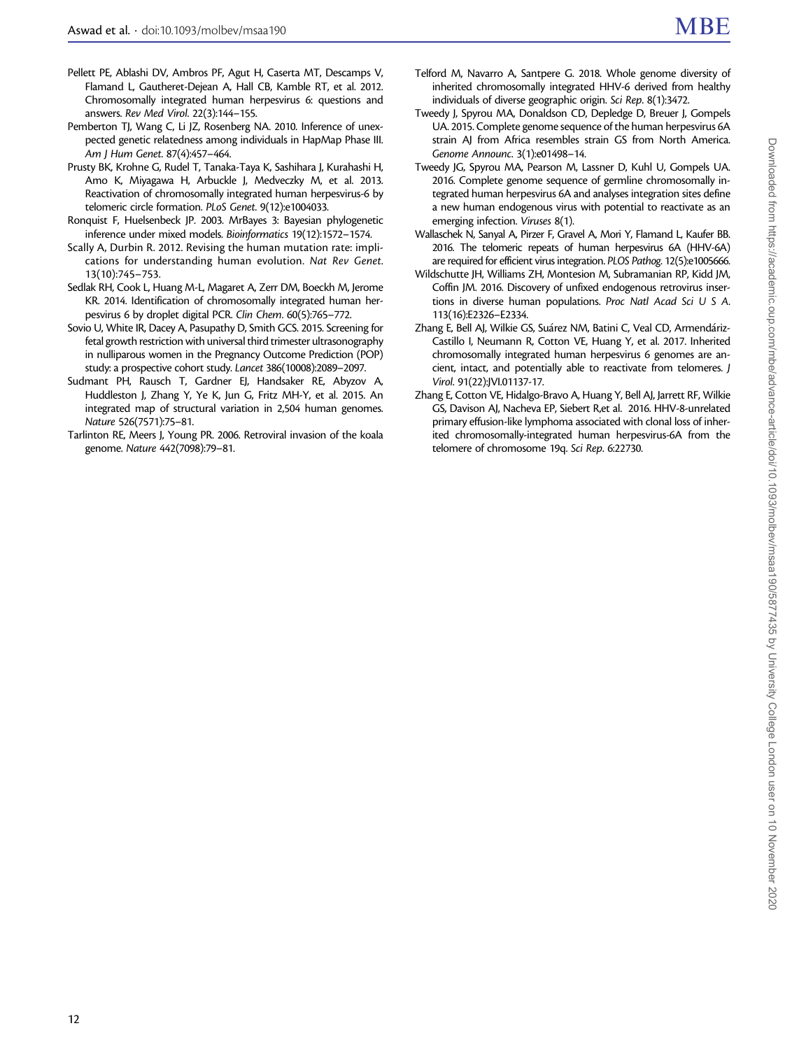Pellett PE, Ablashi DV, Ambros PF, Agut H, Caserta MT, Descamps V, Flamand L, Gautheret-Dejean A, Hall CB, Kamble RT, et al. 2012. Chromosomally integrated human herpesvirus 6: questions and answers. *Rev Med Virol.* 22(3):144–155.

Pemberton TJ, Wang C, Li JZ, Rosenberg NA. 2010. Inference of unexpected genetic relatedness among individuals in HapMap Phase III. *Am J Hum Genet.* 87(4):457–464.

Prusty BK, Krohne G, Rudel T, Tanaka-Taya K, Sashihara J, Kurahashi H, Amo K, Miyagawa H, Arbuckle J, Medveczky M, et al. 2013. Reactivation of chromosomally integrated human herpesvirus-6 by telomeric circle formation. *PLoS Genet.* 9(12):e1004033.

Ronquist F, Huelsenbeck JP. 2003. MrBayes 3: Bayesian phylogenetic inference under mixed models. *Bioinformatics* 19(12):1572–1574.

Scally A, Durbin R. 2012. Revising the human mutation rate: implications for understanding human evolution. *Nat Rev Genet.* 13(10):745–753.

Sedlak RH, Cook L, Huang M-L, Magaret A, Zerr DM, Boeckh M, Jerome KR. 2014. Identification of chromosomally integrated human herpesvirus 6 by droplet digital PCR. *Clin Chem.* 60(5):765–772.

Sovio U, White IR, Dacey A, Pasupathy D, Smith GCS. 2015. Screening for fetal growth restriction with universal third trimester ultrasonography in nulliparous women in the Pregnancy Outcome Prediction (POP) study: a prospective cohort study. *Lancet* 386(10008):2089–2097.

Sudmant PH, Rausch T, Gardner EJ, Handsaker RE, Abyzov A, Huddleston J, Zhang Y, Ye K, Jun G, Fritz MH-Y, et al. 2015. An integrated map of structural variation in 2,504 human genomes. *Nature* 526(7571):75–81.

Tarlinton RE, Meers J, Young PR. 2006. Retroviral invasion of the koala genome. *Nature* 442(7098):79–81.

Telford M, Navarro A, Santpere G. 2018. Whole genome diversity of inherited chromosomally integrated HHV-6 derived from healthy individuals of diverse geographic origin. *Sci Rep.* 8(1):3472.

Tweedy J, Spyrou MA, Donaldson CD, Depledge D, Breuer J, Gompels UA. 2015. Complete genome sequence of the human herpesvirus 6A strain AJ from Africa resembles strain GS from North America. *Genome Announc.* 3(1):e01498–14.

Tweedy JG, Spyrou MA, Pearson M, Lassner D, Kuhl U, Gompels UA. 2016. Complete genome sequence of germline chromosomally integrated human herpesvirus 6A and analyses integration sites define a new human endogenous virus with potential to reactivate as an emerging infection. *Viruses* 8(1).

Wallaschek N, Sanyal A, Pirzer F, Gravel A, Mori Y, Flamand L, Kaufer BB. 2016. The telomeric repeats of human herpesvirus 6A (HHV-6A) are required for efficient virus integration. *PLOS Pathog.* 12(5):e1005666.

Wildschutte JH, Williams ZH, Montesion M, Subramanian RP, Kidd JM, Coffin JM. 2016. Discovery of unfixed endogenous retrovirus insertions in diverse human populations. *Proc Natl Acad Sci U S A.* 113(16):E2326–E2334.

Zhang E, Bell AJ, Wilkie GS, Suárez NM, Batini C, Veal CD, Armendáriz-Castillo I, Neumann R, Cotton VE, Huang Y, et al. 2017. Inherited chromosomally integrated human herpesvirus 6 genomes are ancient, intact, and potentially able to reactivate from telomeres. *J Virol.* 91(22):JVI.01137-17.

Zhang E, Cotton VE, Hidalgo-Bravo A, Huang Y, Bell AJ, Jarrett RF, Wilkie GS, Davison AJ, Nacheva EP, Siebert R,et al. 2016. HHV-8-unrelated primary effusion-like lymphoma associated with clonal loss of inherited chromosomally-integrated human herpesvirus-6A from the telomere of chromosome 19q. *Sci Rep.* 6:22730.